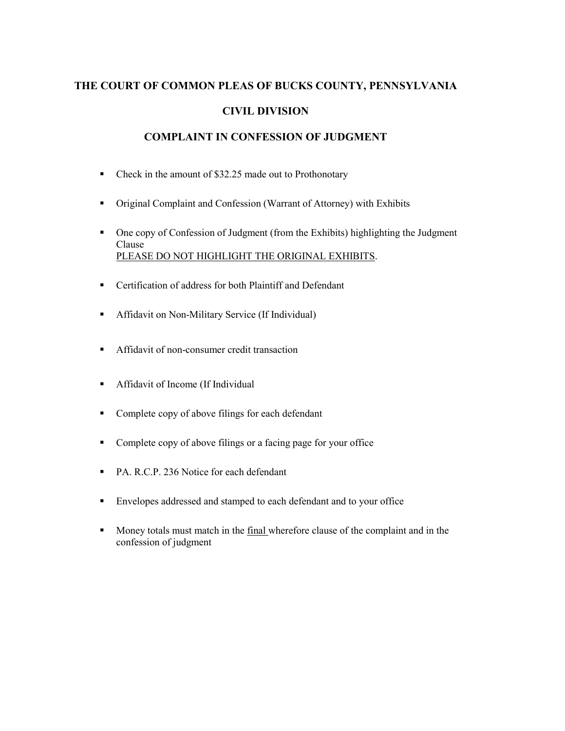# THE COURT OF COMMON PLEAS OF BUCKS COUNTY, PENNSYLVANIA

## CIVIL DIVISION

## COMPLAINT IN CONFESSION OF JUDGMENT

- Check in the amount of $32.25 made out to Prothonotary
- Original Complaint and Confession (Warrant of Attorney) with Exhibits
- One copy of Confession of Judgment (from the Exhibits) highlighting the Judgment Clause
  PLEASE DO NOT HIGHLIGHT THE ORIGINAL EXHIBITS.
- Certification of address for both Plaintiff and Defendant
- Affidavit on Non-Military Service (If Individual)
- Affidavit of non-consumer credit transaction
- Affidavit of Income (If Individual
- Complete copy of above filings for each defendant
- Complete copy of above filings or a facing page for your office
- PA. R.C.P. 236 Notice for each defendant
- Envelopes addressed and stamped to each defendant and to your office
- Money totals must match in the final wherefore clause of the complaint and in the confession of judgment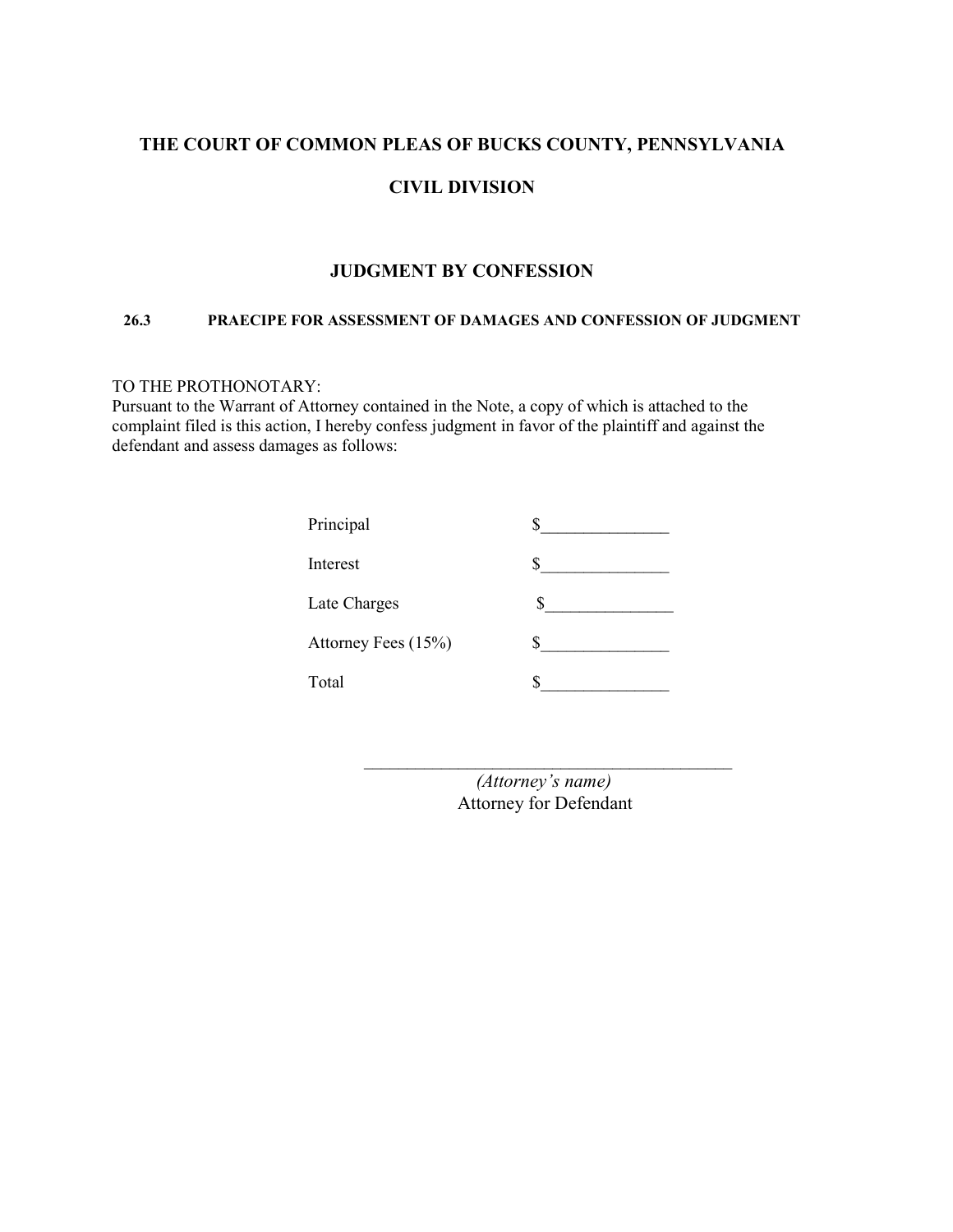# THE COURT OF COMMON PLEAS OF BUCKS COUNTY, PENNSYLVANIA

## CIVIL DIVISION

## JUDGMENT BY CONFESSION

**26.3 PRAECIPE FOR ASSESSMENT OF DAMAGES AND CONFESSION OF JUDGMENT**

TO THE PROTHONOTARY:
Pursuant to the Warrant of Attorney contained in the Note, a copy of which is attached to the complaint filed is this action, I hereby confess judgment in favor of the plaintiff and against the defendant and assess damages as follows:

| | |
|---|---|
| Principal | $_______________ |
| Interest | $_______________ |
| Late Charges | $_______________ |
| Attorney Fees (15%) | $_______________ |
| Total | $_______________ |

_____________________________________________
*(Attorney's name)*
Attorney for Defendant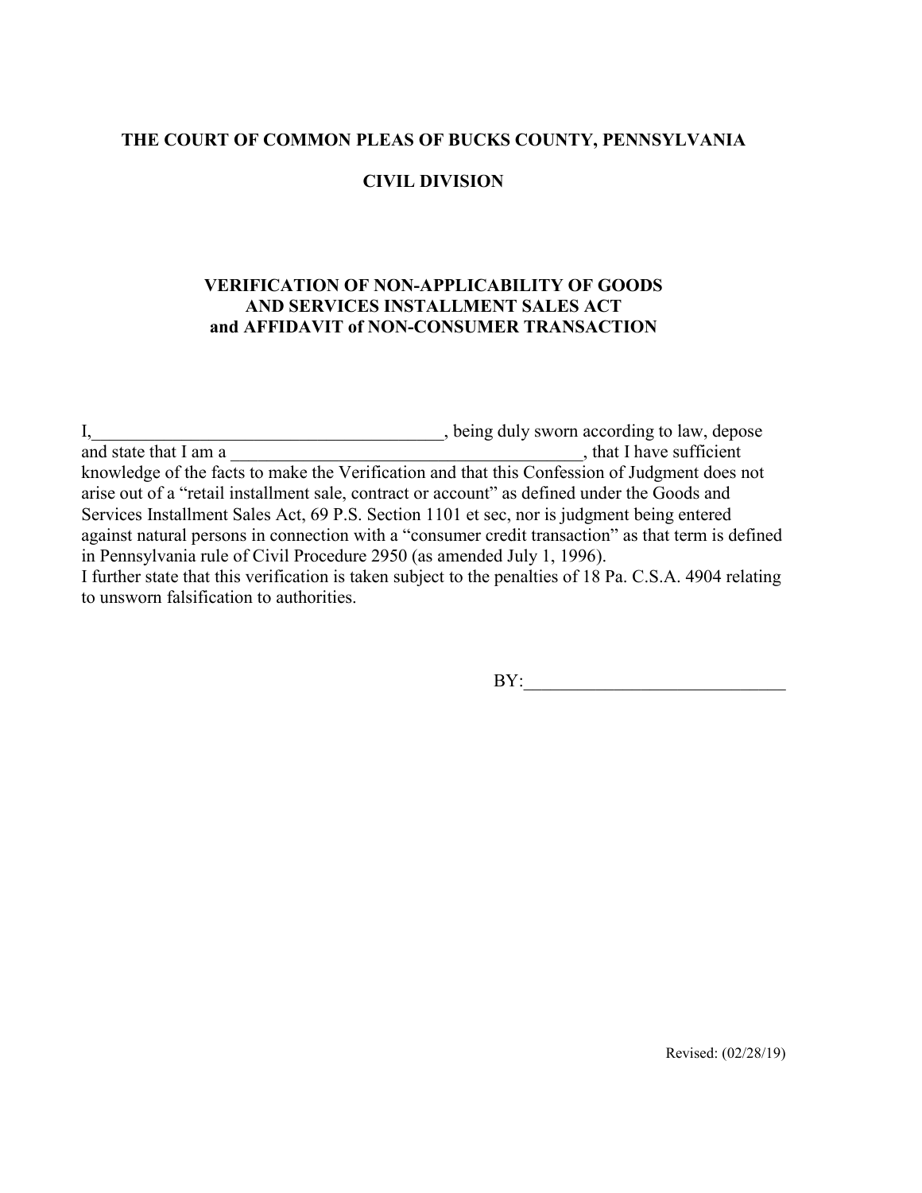**THE COURT OF COMMON PLEAS OF BUCKS COUNTY, PENNSYLVANIA**

**CIVIL DIVISION**

**VERIFICATION OF NON-APPLICABILITY OF GOODS AND SERVICES INSTALLMENT SALES ACT and AFFIDAVIT of NON-CONSUMER TRANSACTION**

I,_______________________________________, being duly sworn according to law, depose and state that I am a _______________________________________, that I have sufficient knowledge of the facts to make the Verification and that this Confession of Judgment does not arise out of a "retail installment sale, contract or account" as defined under the Goods and Services Installment Sales Act, 69 P.S. Section 1101 et sec, nor is judgment being entered against natural persons in connection with a "consumer credit transaction" as that term is defined in Pennsylvania rule of Civil Procedure 2950 (as amended July 1, 1996).
I further state that this verification is taken subject to the penalties of 18 Pa. C.S.A. 4904 relating to unsworn falsification to authorities.

BY:____________________________

Revised: (02/28/19)